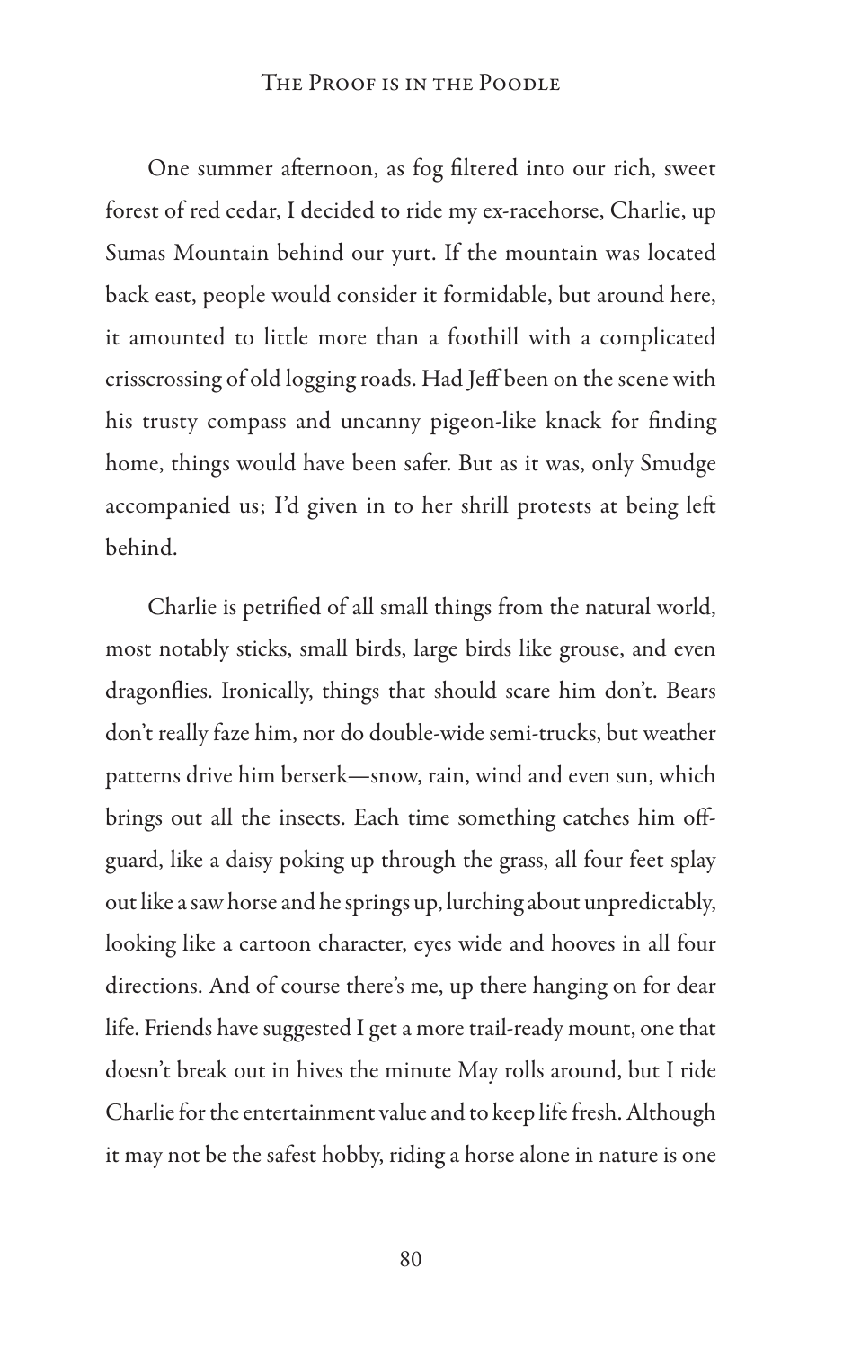One summer afternoon, as fog filtered into our rich, sweet forest of red cedar, I decided to ride my ex-racehorse, Charlie, up Sumas Mountain behind our yurt. If the mountain was located back east, people would consider it formidable, but around here, it amounted to little more than a foothill with a complicated crisscrossing of old logging roads. Had Jeff been on the scene with his trusty compass and uncanny pigeon-like knack for finding home, things would have been safer. But as it was, only Smudge accompanied us; I'd given in to her shrill protests at being left behind.

Charlie is petrified of all small things from the natural world, most notably sticks, small birds, large birds like grouse, and even dragonflies. Ironically, things that should scare him don't. Bears don't really faze him, nor do double-wide semi-trucks, but weather patterns drive him berserk—snow, rain, wind and even sun, which brings out all the insects. Each time something catches him off-guard, like a daisy poking up through the grass, all four feet splay out like a saw horse and he springs up, lurching about unpredictably, looking like a cartoon character, eyes wide and hooves in all four directions. And of course there's me, up there hanging on for dear life. Friends have suggested I get a more trail-ready mount, one that doesn't break out in hives the minute May rolls around, but I ride Charlie for the entertainment value and to keep life fresh. Although it may not be the safest hobby, riding a horse alone in nature is one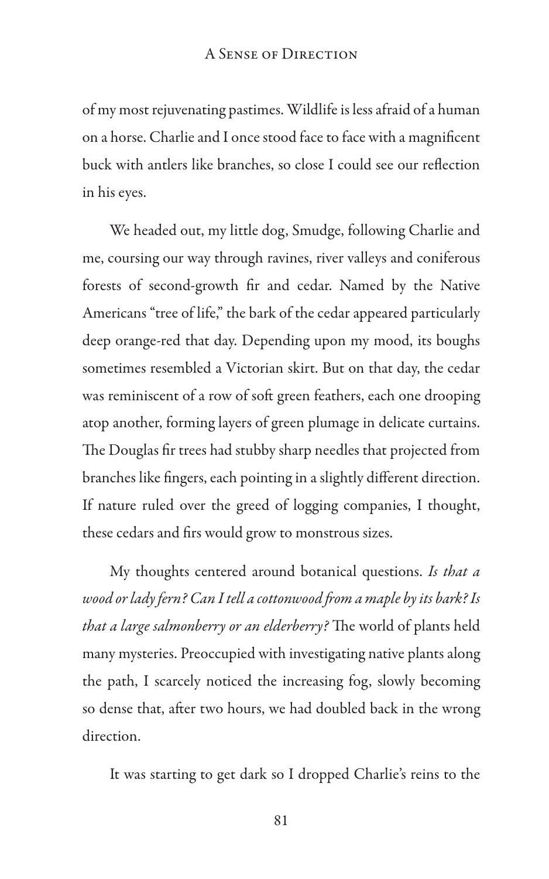of my most rejuvenating pastimes. Wildlife is less afraid of a human on a horse. Charlie and I once stood face to face with a magnificent buck with antlers like branches, so close I could see our reflection in his eyes.

We headed out, my little dog, Smudge, following Charlie and me, coursing our way through ravines, river valleys and coniferous forests of second-growth fir and cedar. Named by the Native Americans "tree of life," the bark of the cedar appeared particularly deep orange-red that day. Depending upon my mood, its boughs sometimes resembled a Victorian skirt. But on that day, the cedar was reminiscent of a row of soft green feathers, each one drooping atop another, forming layers of green plumage in delicate curtains. The Douglas fir trees had stubby sharp needles that projected from branches like fingers, each pointing in a slightly different direction. If nature ruled over the greed of logging companies, I thought, these cedars and firs would grow to monstrous sizes.

My thoughts centered around botanical questions. *Is that a wood or lady fern? Can I tell a cottonwood from a maple by its bark? Is that a large salmonberry or an elderberry?* The world of plants held many mysteries. Preoccupied with investigating native plants along the path, I scarcely noticed the increasing fog, slowly becoming so dense that, after two hours, we had doubled back in the wrong direction.

It was starting to get dark so I dropped Charlie's reins to the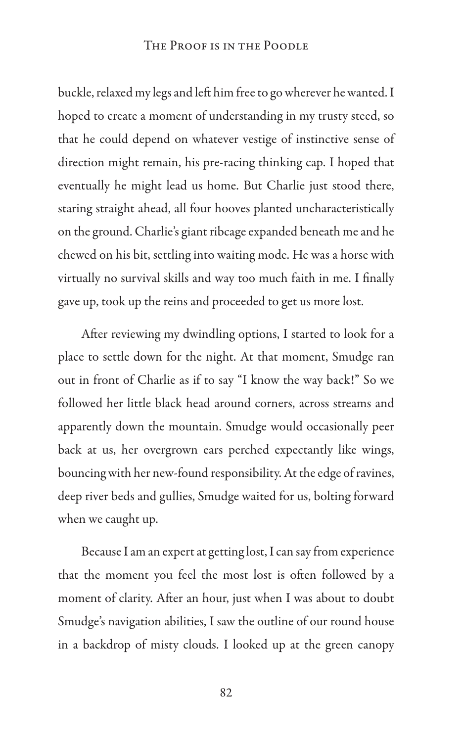buckle, relaxed my legs and left him free to go wherever he wanted. I hoped to create a moment of understanding in my trusty steed, so that he could depend on whatever vestige of instinctive sense of direction might remain, his pre-racing thinking cap. I hoped that eventually he might lead us home. But Charlie just stood there, staring straight ahead, all four hooves planted uncharacteristically on the ground. Charlie's giant ribcage expanded beneath me and he chewed on his bit, settling into waiting mode. He was a horse with virtually no survival skills and way too much faith in me. I finally gave up, took up the reins and proceeded to get us more lost.

After reviewing my dwindling options, I started to look for a place to settle down for the night. At that moment, Smudge ran out in front of Charlie as if to say "I know the way back!" So we followed her little black head around corners, across streams and apparently down the mountain. Smudge would occasionally peer back at us, her overgrown ears perched expectantly like wings, bouncing with her new-found responsibility. At the edge of ravines, deep river beds and gullies, Smudge waited for us, bolting forward when we caught up.

Because I am an expert at getting lost, I can say from experience that the moment you feel the most lost is often followed by a moment of clarity. After an hour, just when I was about to doubt Smudge's navigation abilities, I saw the outline of our round house in a backdrop of misty clouds. I looked up at the green canopy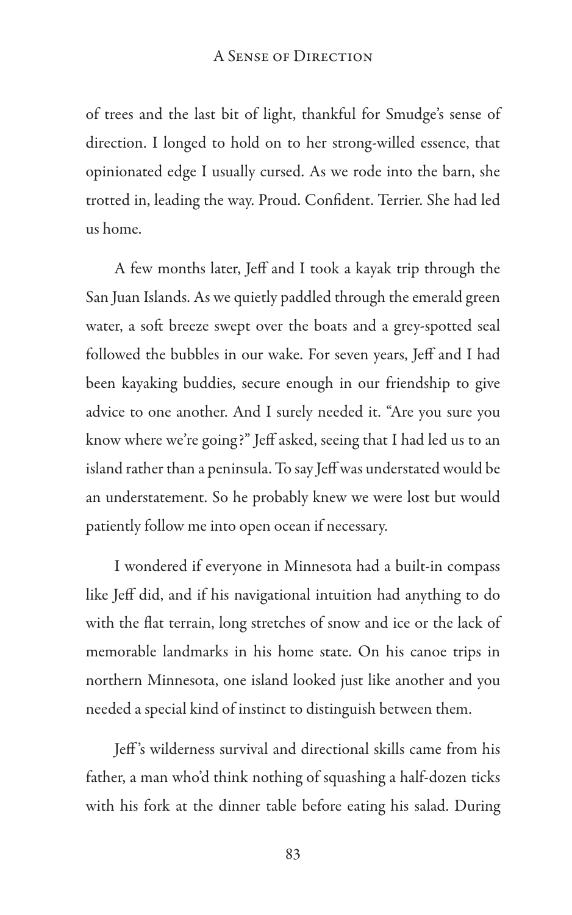of trees and the last bit of light, thankful for Smudge's sense of direction. I longed to hold on to her strong-willed essence, that opinionated edge I usually cursed. As we rode into the barn, she trotted in, leading the way. Proud. Confident. Terrier. She had led us home.

A few months later, Jeff and I took a kayak trip through the San Juan Islands. As we quietly paddled through the emerald green water, a soft breeze swept over the boats and a grey-spotted seal followed the bubbles in our wake. For seven years, Jeff and I had been kayaking buddies, secure enough in our friendship to give advice to one another. And I surely needed it. "Are you sure you know where we're going?" Jeff asked, seeing that I had led us to an island rather than a peninsula. To say Jeff was understated would be an understatement. So he probably knew we were lost but would patiently follow me into open ocean if necessary.

I wondered if everyone in Minnesota had a built-in compass like Jeff did, and if his navigational intuition had anything to do with the flat terrain, long stretches of snow and ice or the lack of memorable landmarks in his home state. On his canoe trips in northern Minnesota, one island looked just like another and you needed a special kind of instinct to distinguish between them.

Jeff's wilderness survival and directional skills came from his father, a man who'd think nothing of squashing a half-dozen ticks with his fork at the dinner table before eating his salad. During